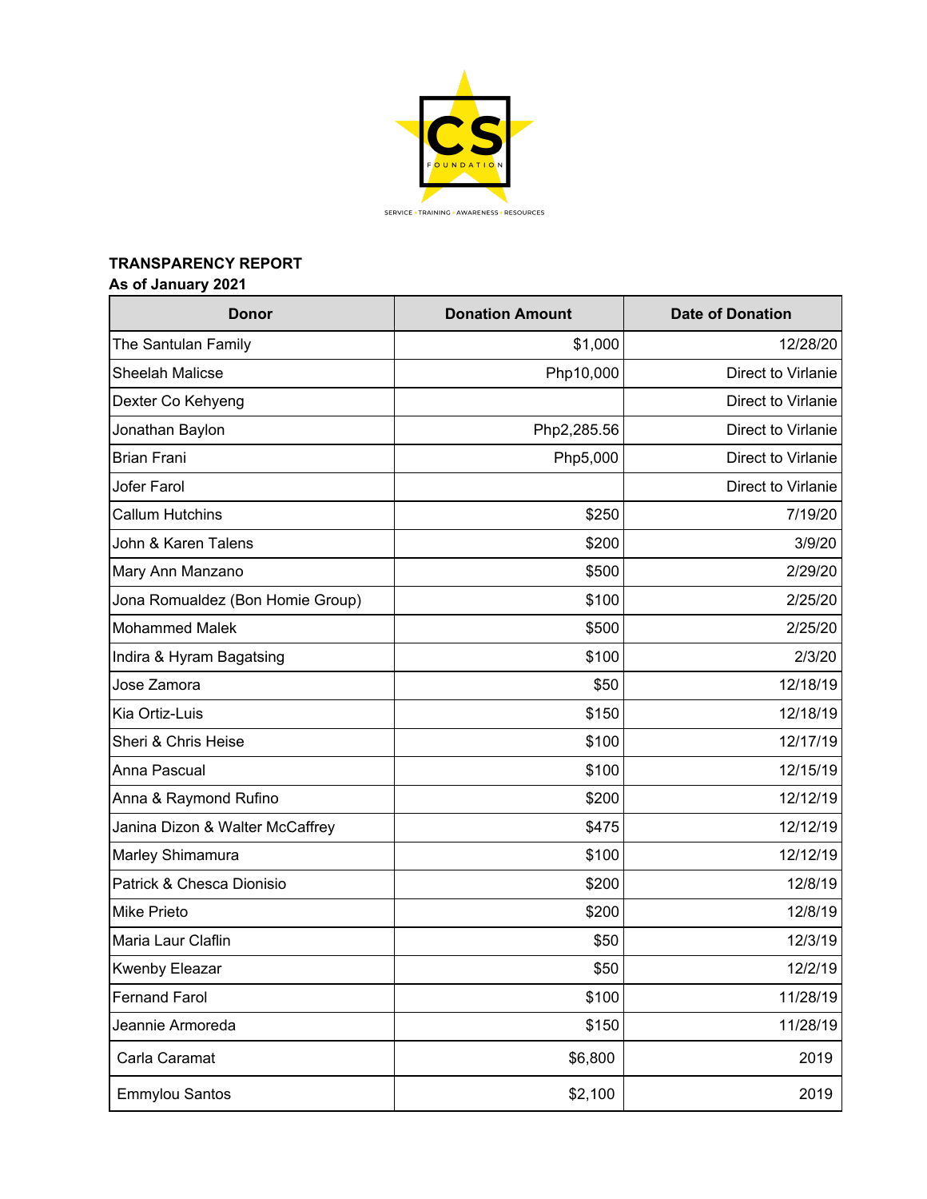CS FOUNDATION

SERVICE • TRAINING • AWARENESS • RESOURCES

**TRANSPARENCY REPORT**
**As of January 2021**

| Donor | Donation Amount | Date of Donation |
|---|---:|---:|
| The Santulan Family | $1,000 | 12/28/20 |
| Sheelah Malicse | Php10,000 | Direct to Virlanie |
| Dexter Co Kehyeng | | Direct to Virlanie |
| Jonathan Baylon | Php2,285.56 | Direct to Virlanie |
| Brian Frani | Php5,000 | Direct to Virlanie |
| Jofer Farol | | Direct to Virlanie |
| Callum Hutchins | $250 | 7/19/20 |
| John & Karen Talens | $200 | 3/9/20 |
| Mary Ann Manzano | $500 | 2/29/20 |
| Jona Romualdez (Bon Homie Group) | $100 | 2/25/20 |
| Mohammed Malek | $500 | 2/25/20 |
| Indira & Hyram Bagatsing | $100 | 2/3/20 |
| Jose Zamora | $50 | 12/18/19 |
| Kia Ortiz-Luis | $150 | 12/18/19 |
| Sheri & Chris Heise | $100 | 12/17/19 |
| Anna Pascual | $100 | 12/15/19 |
| Anna & Raymond Rufino | $200 | 12/12/19 |
| Janina Dizon & Walter McCaffrey | $475 | 12/12/19 |
| Marley Shimamura | $100 | 12/12/19 |
| Patrick & Chesca Dionisio | $200 | 12/8/19 |
| Mike Prieto | $200 | 12/8/19 |
| Maria Laur Claflin | $50 | 12/3/19 |
| Kwenby Eleazar | $50 | 12/2/19 |
| Fernand Farol | $100 | 11/28/19 |
| Jeannie Armoreda | $150 | 11/28/19 |
| Carla Caramat | $6,800 | 2019 |
| Emmylou Santos | $2,100 | 2019 |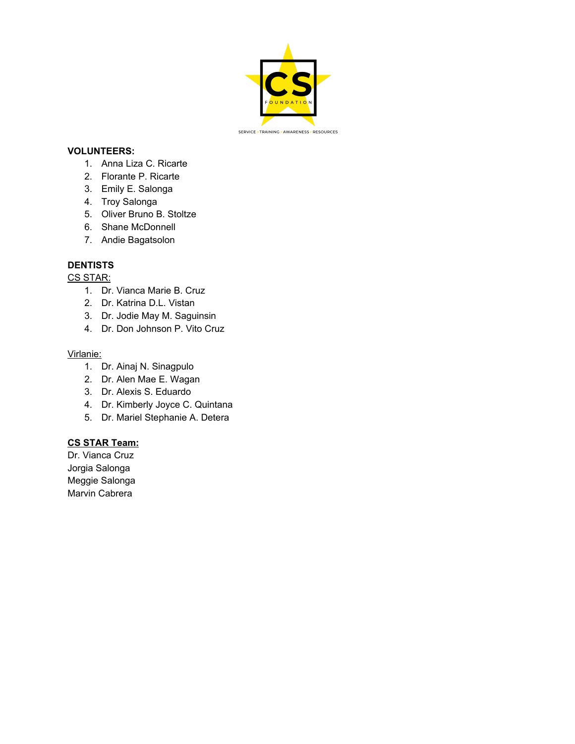**VOLUNTEERS:**

1. Anna Liza C. Ricarte
2. Florante P. Ricarte
3. Emily E. Salonga
4. Troy Salonga
5. Oliver Bruno B. Stoltze
6. Shane McDonnell
7. Andie Bagatsolon

**DENTISTS**

CS STAR:

1. Dr. Vianca Marie B. Cruz
2. Dr. Katrina D.L. Vistan
3. Dr. Jodie May M. Saguinsin
4. Dr. Don Johnson P. Vito Cruz

Virlanie:

1. Dr. Ainaj N. Sinagpulo
2. Dr. Alen Mae E. Wagan
3. Dr. Alexis S. Eduardo
4. Dr. Kimberly Joyce C. Quintana
5. Dr. Mariel Stephanie A. Detera

**CS STAR Team:**

Dr. Vianca Cruz
Jorgia Salonga
Meggie Salonga
Marvin Cabrera